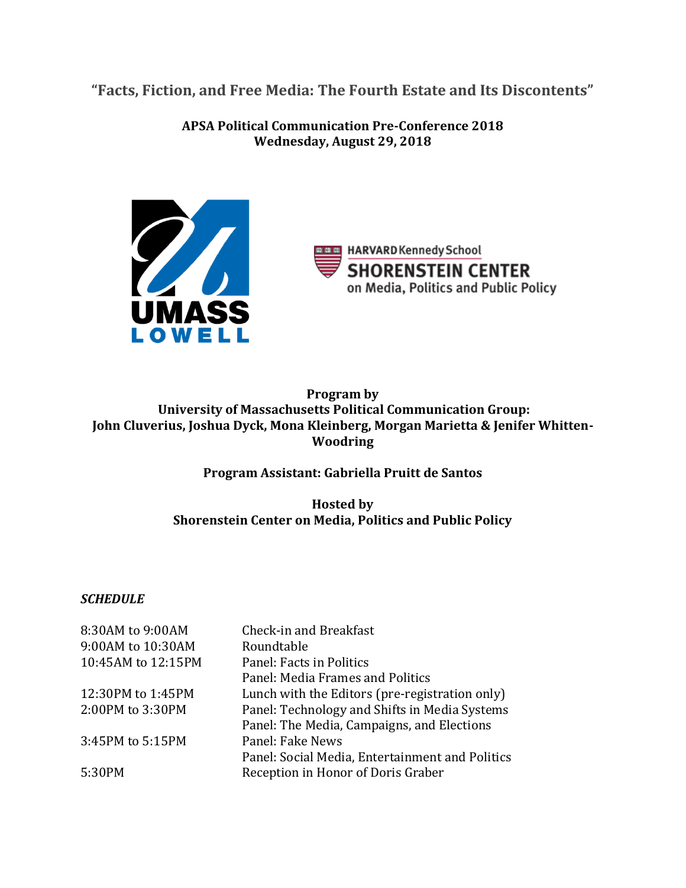# "Facts, Fiction, and Free Media: The Fourth Estate and Its Discontents"

**APSA Political Communication Pre-Conference 2018**
**Wednesday, August 29, 2018**

**Program by**
**University of Massachusetts Political Communication Group:**
**John Cluverius, Joshua Dyck, Mona Kleinberg, Morgan Marietta & Jenifer Whitten-Woodring**

**Program Assistant: Gabriella Pruitt de Santos**

**Hosted by**
**Shorenstein Center on Media, Politics and Public Policy**

***SCHEDULE***

| | |
|---|---|
| 8:30AM to 9:00AM | Check-in and Breakfast |
| 9:00AM to 10:30AM | Roundtable |
| 10:45AM to 12:15PM | Panel: Facts in Politics |
| | Panel: Media Frames and Politics |
| 12:30PM to 1:45PM | Lunch with the Editors (pre-registration only) |
| 2:00PM to 3:30PM | Panel: Technology and Shifts in Media Systems |
| | Panel: The Media, Campaigns, and Elections |
| 3:45PM to 5:15PM | Panel: Fake News |
| | Panel: Social Media, Entertainment and Politics |
| 5:30PM | Reception in Honor of Doris Graber |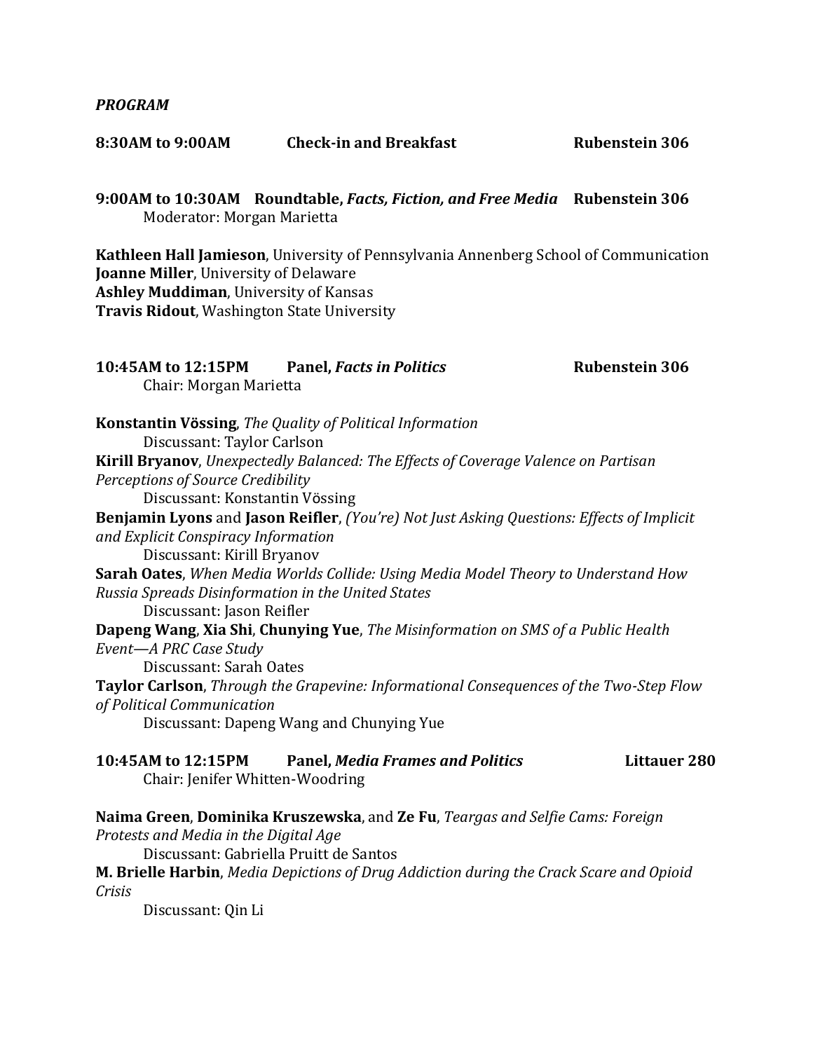***PROGRAM***

**8:30AM to 9:00AM    Check-in and Breakfast    Rubenstein 306**

**9:00AM to 10:30AM    Roundtable, *Facts, Fiction, and Free Media*    Rubenstein 306**
Moderator: Morgan Marietta

**Kathleen Hall Jamieson**, University of Pennsylvania Annenberg School of Communication
**Joanne Miller**, University of Delaware
**Ashley Muddiman**, University of Kansas
**Travis Ridout**, Washington State University

**10:45AM to 12:15PM    Panel, *Facts in Politics*    Rubenstein 306**
Chair: Morgan Marietta

**Konstantin Vössing**, *The Quality of Political Information*
Discussant: Taylor Carlson

**Kirill Bryanov**, *Unexpectedly Balanced: The Effects of Coverage Valence on Partisan Perceptions of Source Credibility*
Discussant: Konstantin Vössing

**Benjamin Lyons** and **Jason Reifler**, *(You're) Not Just Asking Questions: Effects of Implicit and Explicit Conspiracy Information*
Discussant: Kirill Bryanov

**Sarah Oates**, *When Media Worlds Collide: Using Media Model Theory to Understand How Russia Spreads Disinformation in the United States*
Discussant: Jason Reifler

**Dapeng Wang**, **Xia Shi**, **Chunying Yue**, *The Misinformation on SMS of a Public Health Event—A PRC Case Study*
Discussant: Sarah Oates

**Taylor Carlson**, *Through the Grapevine: Informational Consequences of the Two-Step Flow of Political Communication*
Discussant: Dapeng Wang and Chunying Yue

**10:45AM to 12:15PM    Panel, *Media Frames and Politics*    Littauer 280**
Chair: Jenifer Whitten-Woodring

**Naima Green**, **Dominika Kruszewska**, and **Ze Fu**, *Teargas and Selfie Cams: Foreign Protests and Media in the Digital Age*
Discussant: Gabriella Pruitt de Santos

**M. Brielle Harbin**, *Media Depictions of Drug Addiction during the Crack Scare and Opioid Crisis*
Discussant: Qin Li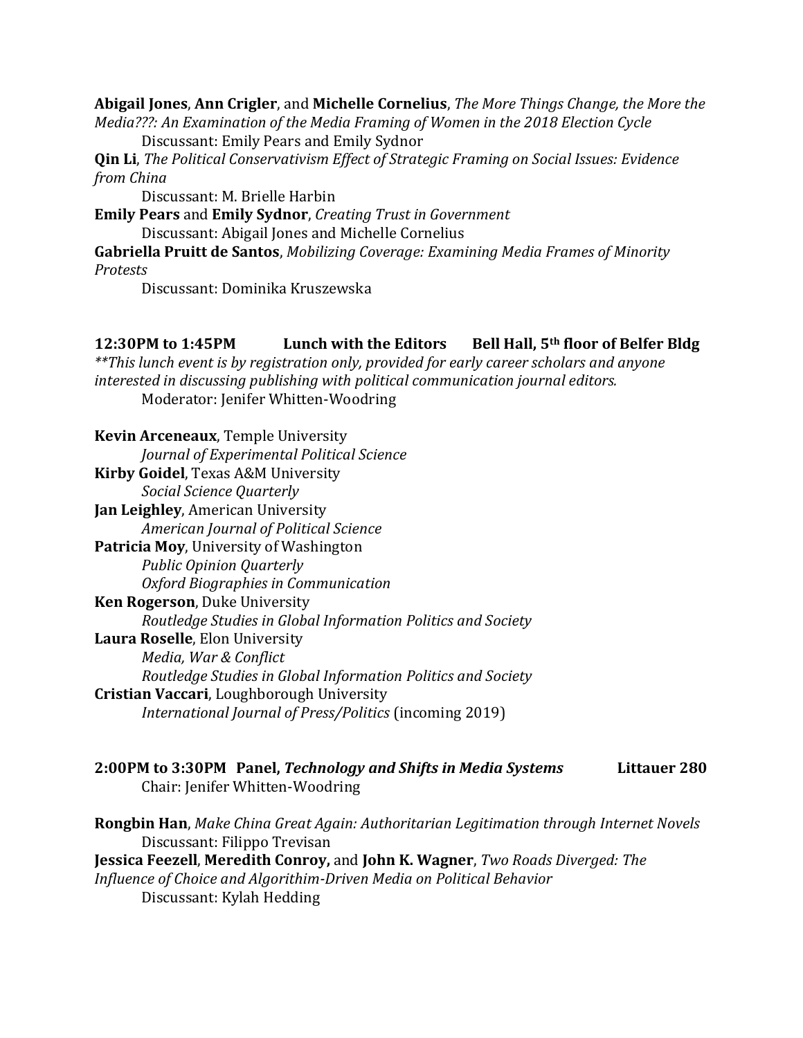**Abigail Jones**, **Ann Crigler**, and **Michelle Cornelius**, *The More Things Change, the More the Media???: An Examination of the Media Framing of Women in the 2018 Election Cycle*
Discussant: Emily Pears and Emily Sydnor

**Qin Li**, *The Political Conservativism Effect of Strategic Framing on Social Issues: Evidence from China*
Discussant: M. Brielle Harbin

**Emily Pears** and **Emily Sydnor**, *Creating Trust in Government*
Discussant: Abigail Jones and Michelle Cornelius

**Gabriella Pruitt de Santos**, *Mobilizing Coverage: Examining Media Frames of Minority Protests*
Discussant: Dominika Kruszewska

**12:30PM to 1:45PM Lunch with the Editors Bell Hall, 5th floor of Belfer Bldg**

*\*\*This lunch event is by registration only, provided for early career scholars and anyone interested in discussing publishing with political communication journal editors.*
Moderator: Jenifer Whitten-Woodring

**Kevin Arceneaux**, Temple University
*Journal of Experimental Political Science*

**Kirby Goidel**, Texas A&M University
*Social Science Quarterly*

**Jan Leighley**, American University
*American Journal of Political Science*

**Patricia Moy**, University of Washington
*Public Opinion Quarterly*
*Oxford Biographies in Communication*

**Ken Rogerson**, Duke University
*Routledge Studies in Global Information Politics and Society*

**Laura Roselle**, Elon University
*Media, War & Conflict*
*Routledge Studies in Global Information Politics and Society*

**Cristian Vaccari**, Loughborough University
*International Journal of Press/Politics* (incoming 2019)

**2:00PM to 3:30PM Panel, *Technology and Shifts in Media Systems* Littauer 280**
Chair: Jenifer Whitten-Woodring

**Rongbin Han**, *Make China Great Again: Authoritarian Legitimation through Internet Novels*
Discussant: Filippo Trevisan

**Jessica Feezell**, **Meredith Conroy,** and **John K. Wagner**, *Two Roads Diverged: The Influence of Choice and Algorithim-Driven Media on Political Behavior*
Discussant: Kylah Hedding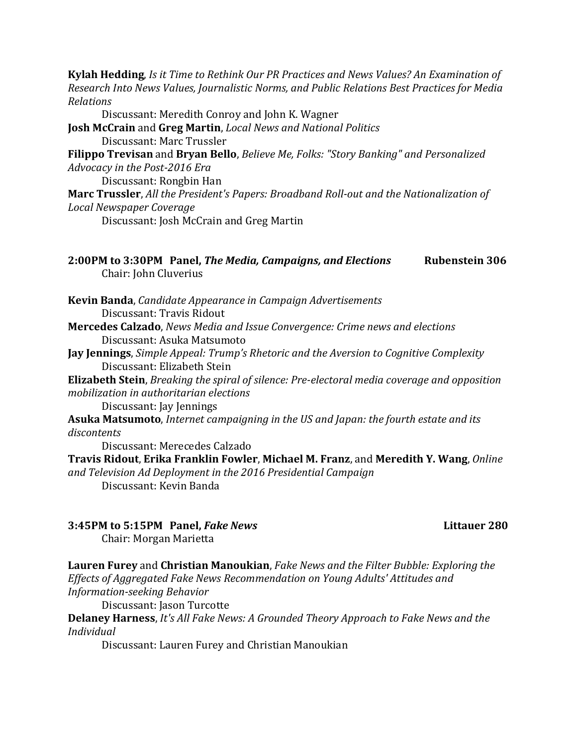**Kylah Hedding**, *Is it Time to Rethink Our PR Practices and News Values? An Examination of Research Into News Values, Journalistic Norms, and Public Relations Best Practices for Media Relations*

Discussant: Meredith Conroy and John K. Wagner

**Josh McCrain** and **Greg Martin**, *Local News and National Politics*

Discussant: Marc Trussler

**Filippo Trevisan** and **Bryan Bello**, *Believe Me, Folks: "Story Banking" and Personalized Advocacy in the Post-2016 Era*

Discussant: Rongbin Han

**Marc Trussler**, *All the President's Papers: Broadband Roll-out and the Nationalization of Local Newspaper Coverage*

Discussant: Josh McCrain and Greg Martin

**2:00PM to 3:30PM Panel, *The Media, Campaigns, and Elections*** **Rubenstein 306**

Chair: John Cluverius

**Kevin Banda**, *Candidate Appearance in Campaign Advertisements*

Discussant: Travis Ridout

**Mercedes Calzado**, *News Media and Issue Convergence: Crime news and elections*

Discussant: Asuka Matsumoto

**Jay Jennings**, *Simple Appeal: Trump's Rhetoric and the Aversion to Cognitive Complexity*

Discussant: Elizabeth Stein

**Elizabeth Stein**, *Breaking the spiral of silence: Pre-electoral media coverage and opposition mobilization in authoritarian elections*

Discussant: Jay Jennings

**Asuka Matsumoto**, *Internet campaigning in the US and Japan: the fourth estate and its discontents*

Discussant: Merecedes Calzado

**Travis Ridout**, **Erika Franklin Fowler**, **Michael M. Franz**, and **Meredith Y. Wang**, *Online and Television Ad Deployment in the 2016 Presidential Campaign*

Discussant: Kevin Banda

**3:45PM to 5:15PM Panel, *Fake News*** **Littauer 280**

Chair: Morgan Marietta

**Lauren Furey** and **Christian Manoukian**, *Fake News and the Filter Bubble: Exploring the Effects of Aggregated Fake News Recommendation on Young Adults' Attitudes and Information-seeking Behavior*

Discussant: Jason Turcotte

**Delaney Harness**, *It's All Fake News: A Grounded Theory Approach to Fake News and the Individual*

Discussant: Lauren Furey and Christian Manoukian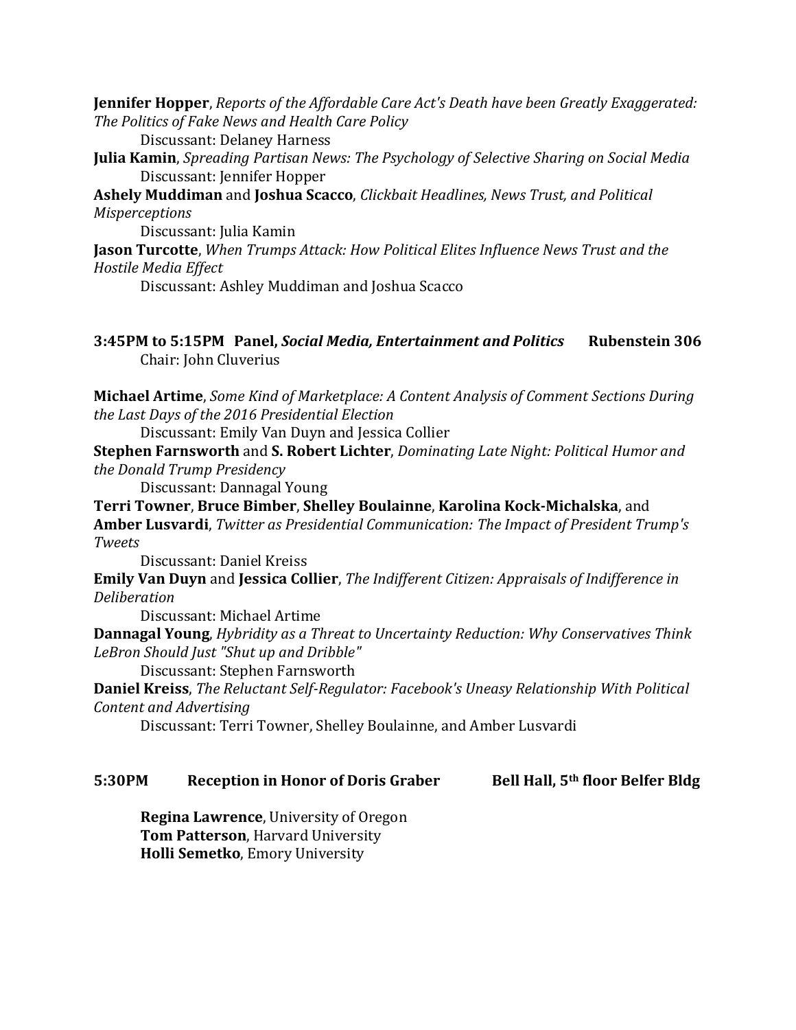**Jennifer Hopper**, *Reports of the Affordable Care Act's Death have been Greatly Exaggerated: The Politics of Fake News and Health Care Policy*

Discussant: Delaney Harness

**Julia Kamin**, *Spreading Partisan News: The Psychology of Selective Sharing on Social Media*

Discussant: Jennifer Hopper

**Ashely Muddiman** and **Joshua Scacco**, *Clickbait Headlines, News Trust, and Political Misperceptions*

Discussant: Julia Kamin

**Jason Turcotte**, *When Trumps Attack: How Political Elites Influence News Trust and the Hostile Media Effect*

Discussant: Ashley Muddiman and Joshua Scacco

**3:45PM to 5:15PM Panel, *Social Media, Entertainment and Politics*   Rubenstein 306**

Chair: John Cluverius

**Michael Artime**, *Some Kind of Marketplace: A Content Analysis of Comment Sections During the Last Days of the 2016 Presidential Election*

Discussant: Emily Van Duyn and Jessica Collier

**Stephen Farnsworth** and **S. Robert Lichter**, *Dominating Late Night: Political Humor and the Donald Trump Presidency*

Discussant: Dannagal Young

**Terri Towner**, **Bruce Bimber**, **Shelley Boulainne**, **Karolina Kock-Michalska**, and **Amber Lusvardi**, *Twitter as Presidential Communication: The Impact of President Trump's Tweets*

Discussant: Daniel Kreiss

**Emily Van Duyn** and **Jessica Collier**, *The Indifferent Citizen: Appraisals of Indifference in Deliberation*

Discussant: Michael Artime

**Dannagal Young**, *Hybridity as a Threat to Uncertainty Reduction: Why Conservatives Think LeBron Should Just "Shut up and Dribble"*

Discussant: Stephen Farnsworth

**Daniel Kreiss**, *The Reluctant Self-Regulator: Facebook's Uneasy Relationship With Political Content and Advertising*

Discussant: Terri Towner, Shelley Boulainne, and Amber Lusvardi

**5:30PM   Reception in Honor of Doris Graber   Bell Hall, 5th floor Belfer Bldg**

**Regina Lawrence**, University of Oregon
**Tom Patterson**, Harvard University
**Holli Semetko**, Emory University